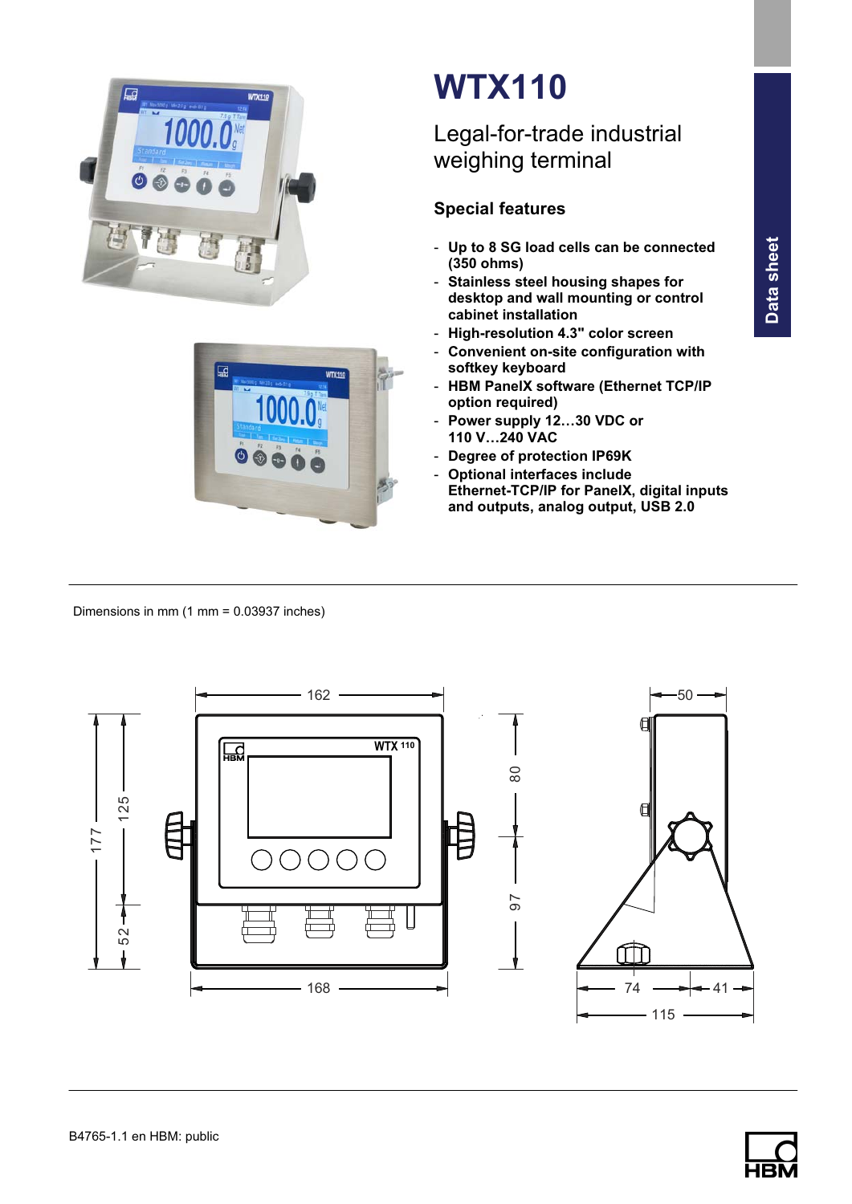# WTX110

## Legal-for-trade industrial weighing terminal

### Special features

- Up to 8 SG load cells can be connected (350 ohms)
- Stainless steel housing shapes for desktop and wall mounting or control cabinet installation
- High-resolution 4.3" color screen
- Convenient on-site configuration with softkey keyboard
- HBM PanelX software (Ethernet TCP/IP option required)
- Power supply 12…30 VDC or 110 V…240 VAC
- Degree of protection IP69K
- Optional interfaces include Ethernet-TCP/IP for PanelX, digital inputs and outputs, analog output, USB 2.0

Data sheet

Dimensions in mm (1 mm = 0.03937 inches)

B4765-1.1 en HBM: public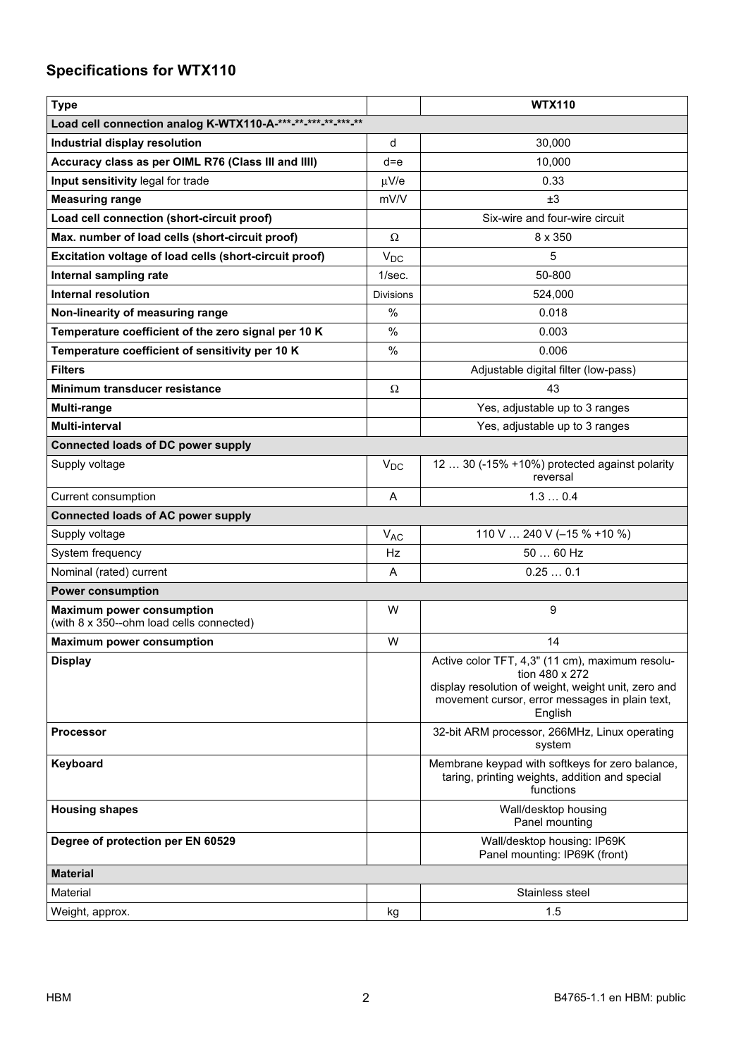## Specifications for WTX110

| **Type** | | **WTX110** |
|---|---|---|
| **Load cell connection analog K-WTX110-A-\*\*\*-\*\*-\*\*\*-\*\*-\*\*\*-\*\*** | | |
| **Industrial display resolution** | d | 30,000 |
| **Accuracy class as per OIML R76 (Class III and IIII)** | d=e | 10,000 |
| **Input sensitivity** legal for trade | μV/e | 0.33 |
| **Measuring range** | mV/V | ±3 |
| **Load cell connection (short-circuit proof)** | | Six-wire and four-wire circuit |
| **Max. number of load cells (short-circuit proof)** | Ω | 8 x 350 |
| **Excitation voltage of load cells (short-circuit proof)** | $V_{DC}$ | 5 |
| **Internal sampling rate** | 1/sec. | 50-800 |
| **Internal resolution** | Divisions | 524,000 |
| **Non-linearity of measuring range** | % | 0.018 |
| **Temperature coefficient of the zero signal per 10 K** | % | 0.003 |
| **Temperature coefficient of sensitivity per 10 K** | % | 0.006 |
| **Filters** | | Adjustable digital filter (low-pass) |
| **Minimum transducer resistance** | Ω | 43 |
| **Multi-range** | | Yes, adjustable up to 3 ranges |
| **Multi-interval** | | Yes, adjustable up to 3 ranges |
| **Connected loads of DC power supply** | | |
| Supply voltage | $V_{DC}$ | 12 … 30 (-15% +10%) protected against polarity reversal |
| Current consumption | A | 1.3 … 0.4 |
| **Connected loads of AC power supply** | | |
| Supply voltage | $V_{AC}$ | 110 V … 240 V (–15 % +10 %) |
| System frequency | Hz | 50 … 60 Hz |
| Nominal (rated) current | A | 0.25 … 0.1 |
| **Power consumption** | | |
| **Maximum power consumption** (with 8 x 350--ohm load cells connected) | W | 9 |
| **Maximum power consumption** | W | 14 |
| **Display** | | Active color TFT, 4,3" (11 cm), maximum resolution 480 x 272 display resolution of weight, weight unit, zero and movement cursor, error messages in plain text, English |
| **Processor** | | 32-bit ARM processor, 266MHz, Linux operating system |
| **Keyboard** | | Membrane keypad with softkeys for zero balance, taring, printing weights, addition and special functions |
| **Housing shapes** | | Wall/desktop housing<br>Panel mounting |
| **Degree of protection per EN 60529** | | Wall/desktop housing: IP69K<br>Panel mounting: IP69K (front) |
| **Material** | | |
| Material | | Stainless steel |
| Weight, approx. | kg | 1.5 |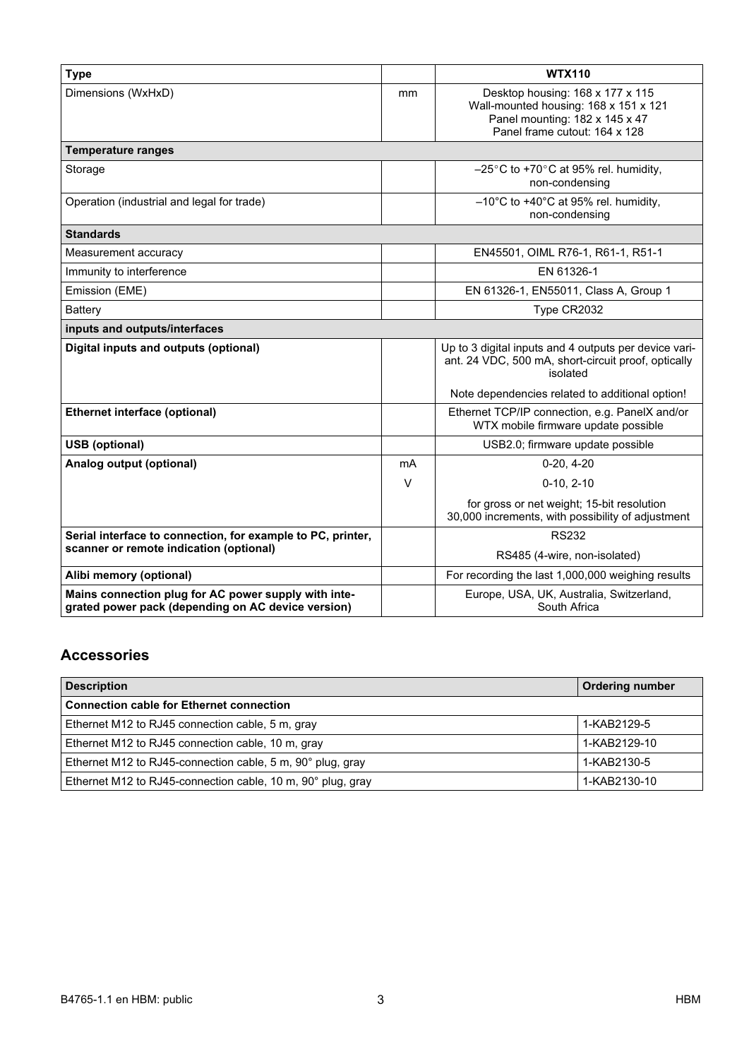| **Type** | | **WTX110** |
|---|---|---|
| Dimensions (WxHxD) | mm | Desktop housing: 168 x 177 x 115<br>Wall-mounted housing: 168 x 151 x 121<br>Panel mounting: 182 x 145 x 47<br>Panel frame cutout: 164 x 128 |
| **Temperature ranges** | | |
| Storage | | –25°C to +70°C at 95% rel. humidity, non-condensing |
| Operation (industrial and legal for trade) | | –10°C to +40°C at 95% rel. humidity, non-condensing |
| **Standards** | | |
| Measurement accuracy | | EN45501, OIML R76-1, R61-1, R51-1 |
| Immunity to interference | | EN 61326-1 |
| Emission (EME) | | EN 61326-1, EN55011, Class A, Group 1 |
| Battery | | Type CR2032 |
| **inputs and outputs/interfaces** | | |
| **Digital inputs and outputs (optional)** | | Up to 3 digital inputs and 4 outputs per device variant. 24 VDC, 500 mA, short-circuit proof, optically isolated |
| | | Note dependencies related to additional option! |
| **Ethernet interface (optional)** | | Ethernet TCP/IP connection, e.g. PanelX and/or WTX mobile firmware update possible |
| **USB (optional)** | | USB2.0; firmware update possible |
| **Analog output (optional)** | mA | 0-20, 4-20 |
| | V | 0-10, 2-10 |
| | | for gross or net weight; 15-bit resolution<br>30,000 increments, with possibility of adjustment |
| **Serial interface to connection, for example to PC, printer, scanner or remote indication (optional)** | | RS232 |
| | | RS485 (4-wire, non-isolated) |
| **Alibi memory (optional)** | | For recording the last 1,000,000 weighing results |
| **Mains connection plug for AC power supply with integrated power pack (depending on AC device version)** | | Europe, USA, UK, Australia, Switzerland, South Africa |

## Accessories

| **Description** | **Ordering number** |
|---|---|
| **Connection cable for Ethernet connection** | |
| Ethernet M12 to RJ45 connection cable, 5 m, gray | 1-KAB2129-5 |
| Ethernet M12 to RJ45 connection cable, 10 m, gray | 1-KAB2129-10 |
| Ethernet M12 to RJ45-connection cable, 5 m, 90° plug, gray | 1-KAB2130-5 |
| Ethernet M12 to RJ45-connection cable, 10 m, 90° plug, gray | 1-KAB2130-10 |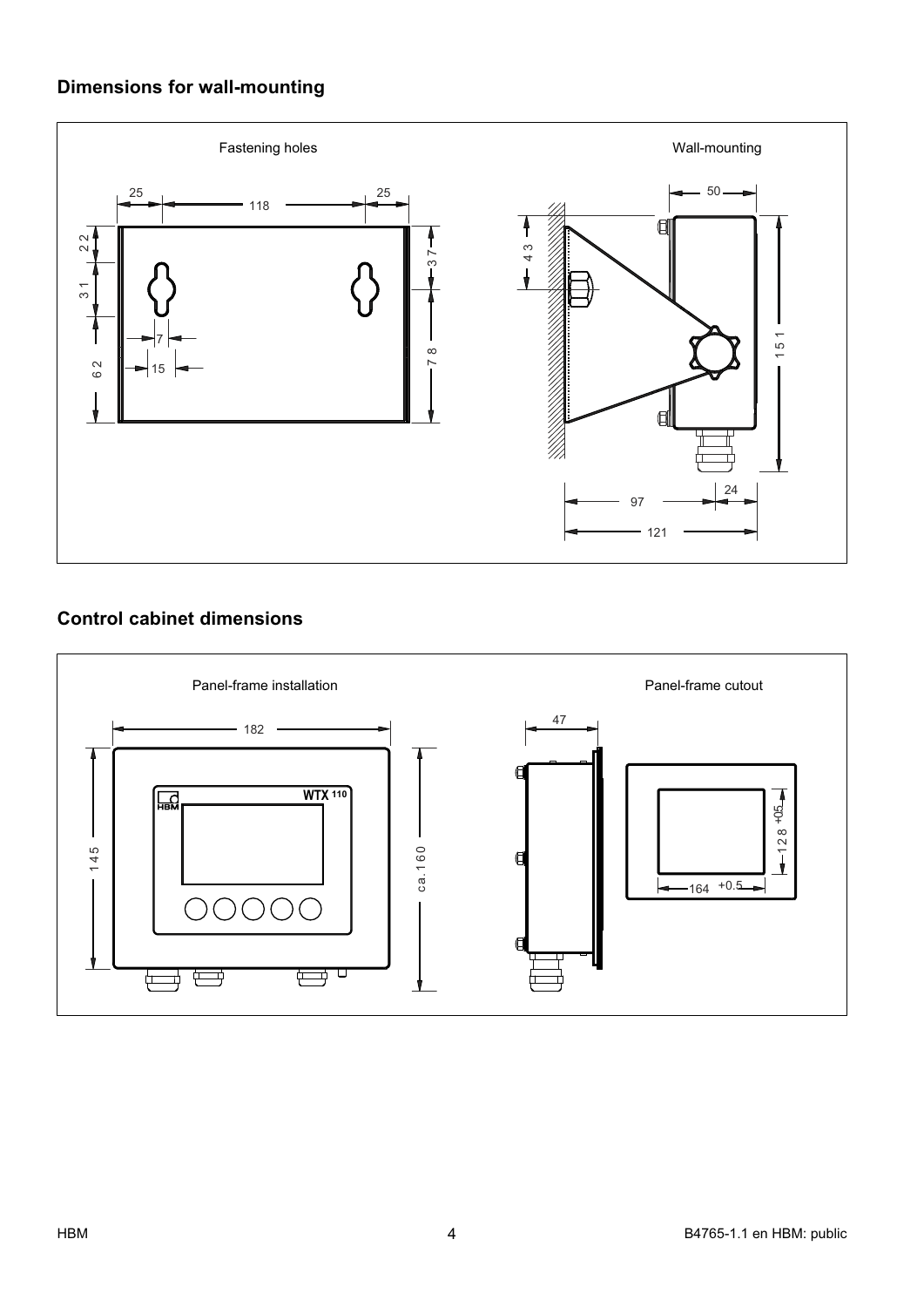## Dimensions for wall-mounting

Fastening holes

25 118 25

22 31 62 7 15 37 78

Wall-mounting

50 43 151 97 24 121

## Control cabinet dimensions

Panel-frame installation

182 145 ca.160

WTX 110

Panel-frame cutout

47 128 +0.5 164 +0.5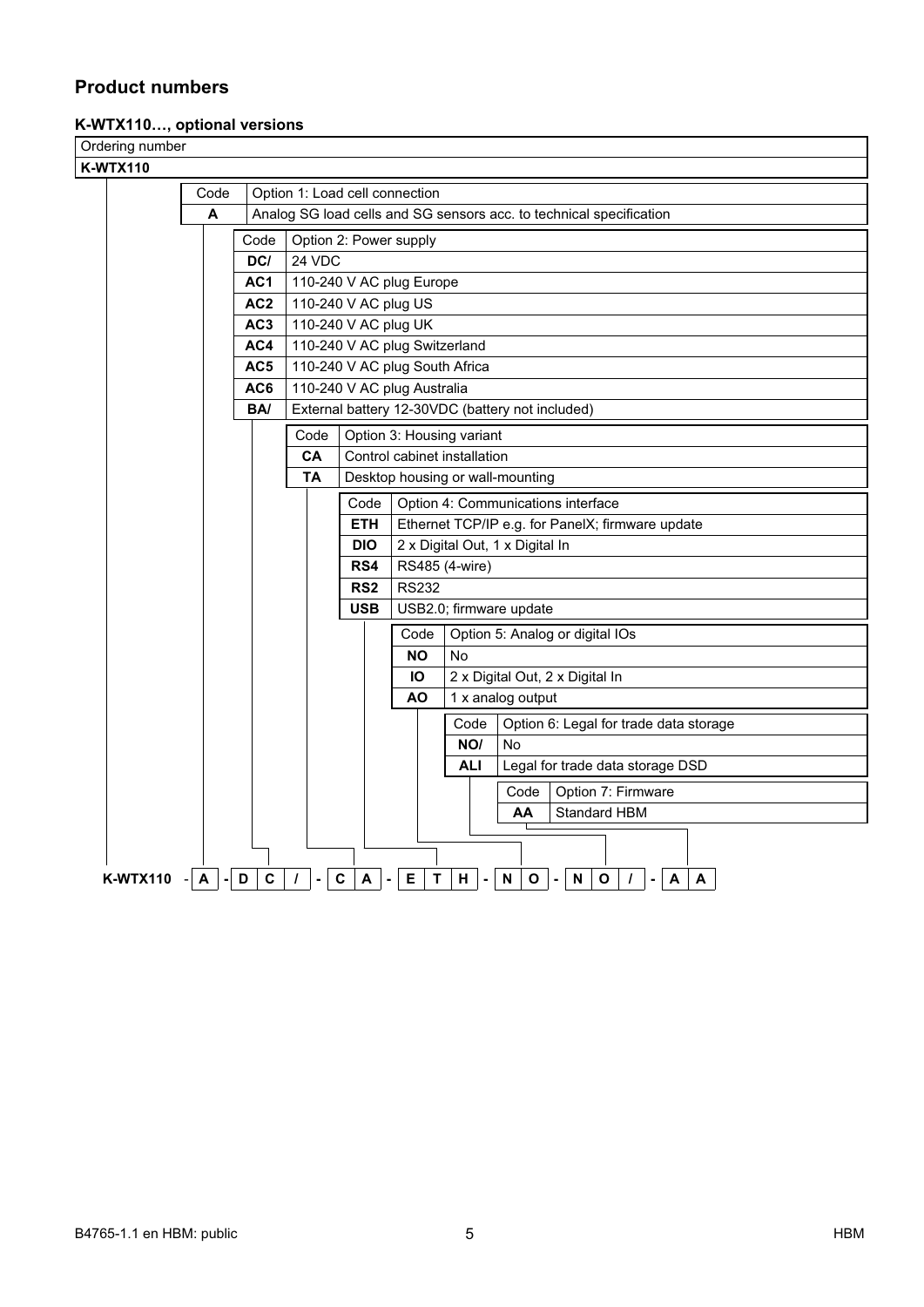## Product numbers

### K-WTX110…, optional versions

Ordering number

**K-WTX110**

| Code | Option 1: Load cell connection |
|---|---|
| **A** | Analog SG load cells and SG sensors acc. to technical specification |

| Code | Option 2: Power supply |
|---|---|
| **DC/** | 24 VDC |
| **AC1** | 110-240 V AC plug Europe |
| **AC2** | 110-240 V AC plug US |
| **AC3** | 110-240 V AC plug UK |
| **AC4** | 110-240 V AC plug Switzerland |
| **AC5** | 110-240 V AC plug South Africa |
| **AC6** | 110-240 V AC plug Australia |
| **BA/** | External battery 12-30VDC (battery not included) |

| Code | Option 3: Housing variant |
|---|---|
| **CA** | Control cabinet installation |
| **TA** | Desktop housing or wall-mounting |

| Code | Option 4: Communications interface |
|---|---|
| **ETH** | Ethernet TCP/IP e.g. for PanelX; firmware update |
| **DIO** | 2 x Digital Out, 1 x Digital In |
| **RS4** | RS485 (4-wire) |
| **RS2** | RS232 |
| **USB** | USB2.0; firmware update |

| Code | Option 5: Analog or digital IOs |
|---|---|
| **NO** | No |
| **IO** | 2 x Digital Out, 2 x Digital In |
| **AO** | 1 x analog output |

| Code | Option 6: Legal for trade data storage |
|---|---|
| **NO/** | No |
| **ALI** | Legal for trade data storage DSD |

| Code | Option 7: Firmware |
|---|---|
| **AA** | Standard HBM |

**K-WTX110** - **A** - **DC/** - **CA** - **ETH** - **NO** - **NO/** - **AA**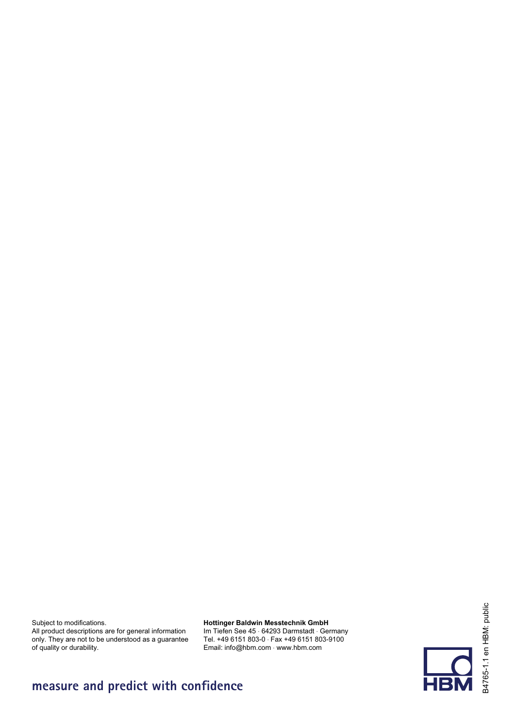Subject to modifications.
All product descriptions are for general information only. They are not to be understood as a guarantee of quality or durability.

**Hottinger Baldwin Messtechnik GmbH**
Im Tiefen See 45 · 64293 Darmstadt · Germany
Tel. +49 6151 803-0 · Fax +49 6151 803-9100
Email: info@hbm.com · www.hbm.com

**measure and predict with confidence**

B4765-1.1 en HBM: public